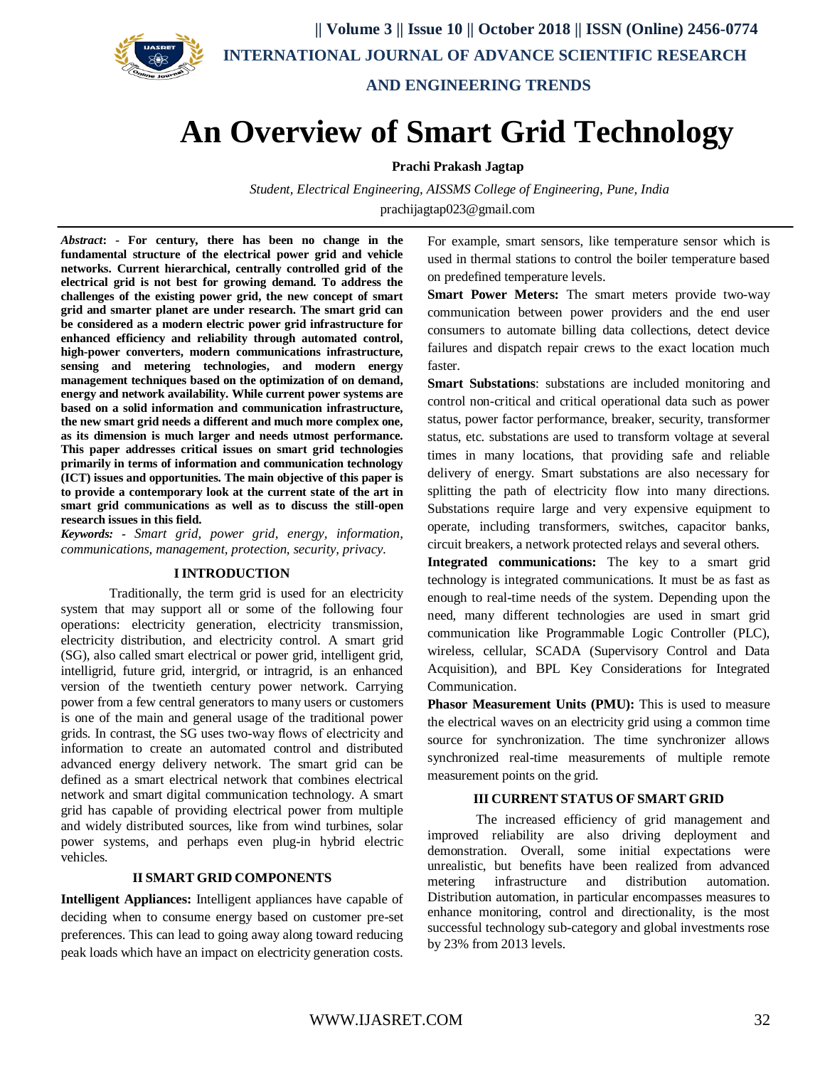# An Overview of Smart Grid Technology

**Prachi Prakash Jagtap**

*Student, Electrical Engineering, AISSMS College of Engineering, Pune, India*

prachijagtap023@gmail.com

***Abstract*: - For century, there has been no change in the fundamental structure of the electrical power grid and vehicle networks. Current hierarchical, centrally controlled grid of the electrical grid is not best for growing demand. To address the challenges of the existing power grid, the new concept of smart grid and smarter planet are under research. The smart grid can be considered as a modern electric power grid infrastructure for enhanced efficiency and reliability through automated control, high-power converters, modern communications infrastructure, sensing and metering technologies, and modern energy management techniques based on the optimization of on demand, energy and network availability. While current power systems are based on a solid information and communication infrastructure, the new smart grid needs a different and much more complex one, as its dimension is much larger and needs utmost performance. This paper addresses critical issues on smart grid technologies primarily in terms of information and communication technology (ICT) issues and opportunities. The main objective of this paper is to provide a contemporary look at the current state of the art in smart grid communications as well as to discuss the still-open research issues in this field.**

***Keywords:*** *- Smart grid, power grid, energy, information, communications, management, protection, security, privacy.*

## I INTRODUCTION

Traditionally, the term grid is used for an electricity system that may support all or some of the following four operations: electricity generation, electricity transmission, electricity distribution, and electricity control. A smart grid (SG), also called smart electrical or power grid, intelligent grid, intelligrid, future grid, intergrid, or intragrid, is an enhanced version of the twentieth century power network. Carrying power from a few central generators to many users or customers is one of the main and general usage of the traditional power grids. In contrast, the SG uses two-way flows of electricity and information to create an automated control and distributed advanced energy delivery network. The smart grid can be defined as a smart electrical network that combines electrical network and smart digital communication technology. A smart grid has capable of providing electrical power from multiple and widely distributed sources, like from wind turbines, solar power systems, and perhaps even plug-in hybrid electric vehicles.

## II SMART GRID COMPONENTS

**Intelligent Appliances:** Intelligent appliances have capable of deciding when to consume energy based on customer pre-set preferences. This can lead to going away along toward reducing peak loads which have an impact on electricity generation costs. For example, smart sensors, like temperature sensor which is used in thermal stations to control the boiler temperature based on predefined temperature levels.

**Smart Power Meters:** The smart meters provide two-way communication between power providers and the end user consumers to automate billing data collections, detect device failures and dispatch repair crews to the exact location much faster.

**Smart Substations**: substations are included monitoring and control non-critical and critical operational data such as power status, power factor performance, breaker, security, transformer status, etc. substations are used to transform voltage at several times in many locations, that providing safe and reliable delivery of energy. Smart substations are also necessary for splitting the path of electricity flow into many directions. Substations require large and very expensive equipment to operate, including transformers, switches, capacitor banks, circuit breakers, a network protected relays and several others.

**Integrated communications:** The key to a smart grid technology is integrated communications. It must be as fast as enough to real-time needs of the system. Depending upon the need, many different technologies are used in smart grid communication like Programmable Logic Controller (PLC), wireless, cellular, SCADA (Supervisory Control and Data Acquisition), and BPL Key Considerations for Integrated Communication.

**Phasor Measurement Units (PMU):** This is used to measure the electrical waves on an electricity grid using a common time source for synchronization. The time synchronizer allows synchronized real-time measurements of multiple remote measurement points on the grid.

## III CURRENT STATUS OF SMART GRID

The increased efficiency of grid management and improved reliability are also driving deployment and demonstration. Overall, some initial expectations were unrealistic, but benefits have been realized from advanced metering infrastructure and distribution automation. Distribution automation, in particular encompasses measures to enhance monitoring, control and directionality, is the most successful technology sub-category and global investments rose by 23% from 2013 levels.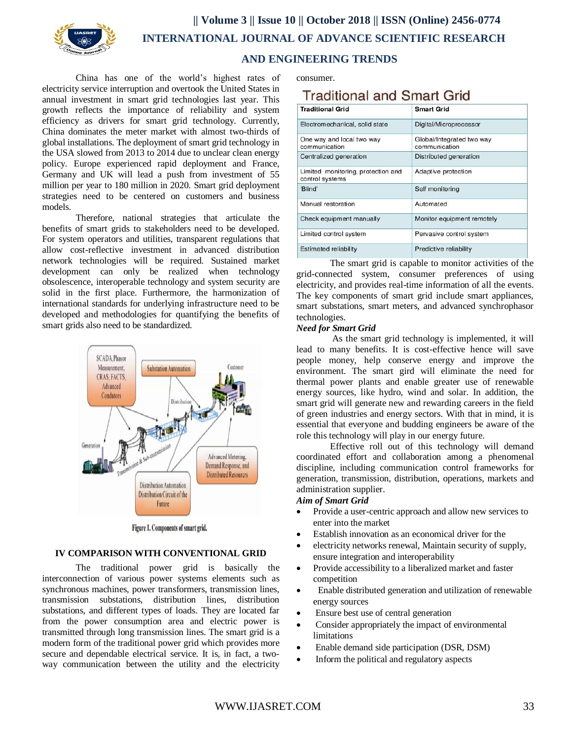China has one of the world's highest rates of electricity service interruption and overtook the United States in annual investment in smart grid technologies last year. This growth reflects the importance of reliability and system efficiency as drivers for smart grid technology. Currently, China dominates the meter market with almost two-thirds of global installations. The deployment of smart grid technology in the USA slowed from 2013 to 2014 due to unclear clean energy policy. Europe experienced rapid deployment and France, Germany and UK will lead a push from investment of 55 million per year to 180 million in 2020. Smart grid deployment strategies need to be centered on customers and business models.

Therefore, national strategies that articulate the benefits of smart grids to stakeholders need to be developed. For system operators and utilities, transparent regulations that allow cost-reflective investment in advanced distribution network technologies will be required. Sustained market development can only be realized when technology obsolescence, interoperable technology and system security are solid in the first place. Furthermore, the harmonization of international standards for underlying infrastructure need to be developed and methodologies for quantifying the benefits of smart grids also need to be standardized.

Figure 1. Components of smart grid.

## IV COMPARISON WITH CONVENTIONAL GRID

The traditional power grid is basically the interconnection of various power systems elements such as synchronous machines, power transformers, transmission lines, transmission substations, distribution lines, distribution substations, and different types of loads. They are located far from the power consumption area and electric power is transmitted through long transmission lines. The smart grid is a modern form of the traditional power grid which provides more secure and dependable electrical service. It is, in fact, a two-way communication between the utility and the electricity consumer.

### Traditional and Smart Grid

| Traditional Grid | Smart Grid |
|---|---|
| Electromechanical, solid state | Digital/Microprocessor |
| One way and local two way communication | Global/Integrated two way communication |
| Centralized generation | Distributed generation |
| Limited monitoring, protection and control systems | Adaptive protection |
| 'Blind' | Self monitoring |
| Manual restoration | Automated |
| Check equipment manually | Monitor equipment remotely |
| Limited control system | Pervasive control system |
| Estimated reliability | Predictive reliability |

The smart grid is capable to monitor activities of the grid-connected system, consumer preferences of using electricity, and provides real-time information of all the events. The key components of smart grid include smart appliances, smart substations, smart meters, and advanced synchrophasor technologies.

***Need for Smart Grid***

As the smart grid technology is implemented, it will lead to many benefits. It is cost-effective hence will save people money, help conserve energy and improve the environment. The smart gird will eliminate the need for thermal power plants and enable greater use of renewable energy sources, like hydro, wind and solar. In addition, the smart grid will generate new and rewarding careers in the field of green industries and energy sectors. With that in mind, it is essential that everyone and budding engineers be aware of the role this technology will play in our energy future.

Effective roll out of this technology will demand coordinated effort and collaboration among a phenomenal discipline, including communication control frameworks for generation, transmission, distribution, operations, markets and administration supplier.

***Aim of Smart Grid***

- Provide a user-centric approach and allow new services to enter into the market
- Establish innovation as an economical driver for the
- electricity networks renewal, Maintain security of supply, ensure integration and interoperability
- Provide accessibility to a liberalized market and faster competition
- Enable distributed generation and utilization of renewable energy sources
- Ensure best use of central generation
- Consider appropriately the impact of environmental limitations
- Enable demand side participation (DSR, DSM)
- Inform the political and regulatory aspects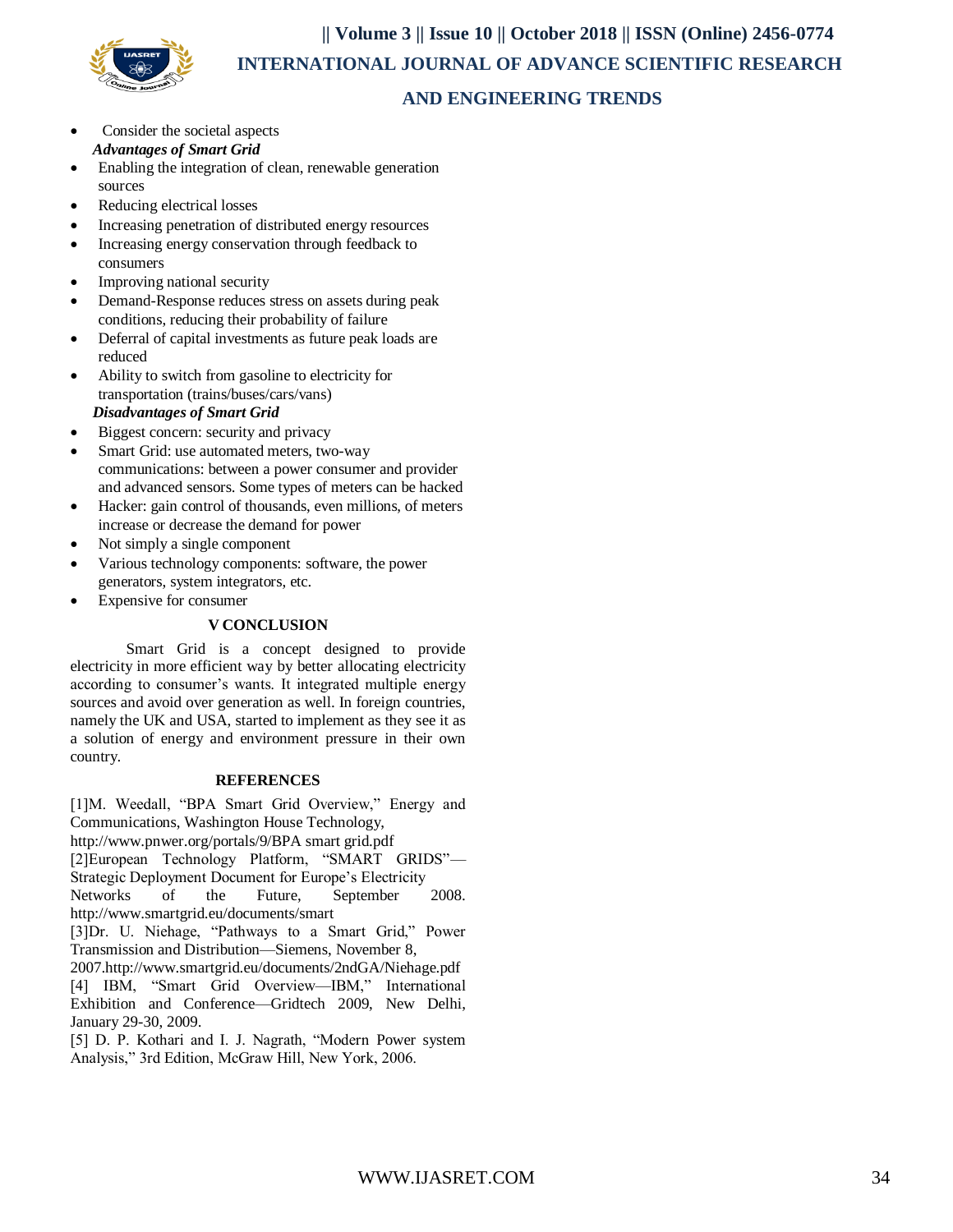- Consider the societal aspects

***Advantages of Smart Grid***

- Enabling the integration of clean, renewable generation sources
- Reducing electrical losses
- Increasing penetration of distributed energy resources
- Increasing energy conservation through feedback to consumers
- Improving national security
- Demand-Response reduces stress on assets during peak conditions, reducing their probability of failure
- Deferral of capital investments as future peak loads are reduced
- Ability to switch from gasoline to electricity for transportation (trains/buses/cars/vans)

***Disadvantages of Smart Grid***

- Biggest concern: security and privacy
- Smart Grid: use automated meters, two-way communications: between a power consumer and provider and advanced sensors. Some types of meters can be hacked
- Hacker: gain control of thousands, even millions, of meters increase or decrease the demand for power
- Not simply a single component
- Various technology components: software, the power generators, system integrators, etc.
- Expensive for consumer

## V CONCLUSION

Smart Grid is a concept designed to provide electricity in more efficient way by better allocating electricity according to consumer's wants. It integrated multiple energy sources and avoid over generation as well. In foreign countries, namely the UK and USA, started to implement as they see it as a solution of energy and environment pressure in their own country.

## REFERENCES

[1]M. Weedall, "BPA Smart Grid Overview," Energy and Communications, Washington House Technology, http://www.pnwer.org/portals/9/BPA smart grid.pdf

[2]European Technology Platform, "SMART GRIDS"—Strategic Deployment Document for Europe's Electricity Networks of the Future, September 2008. http://www.smartgrid.eu/documents/smart

[3]Dr. U. Niehage, "Pathways to a Smart Grid," Power Transmission and Distribution—Siemens, November 8, 2007.http://www.smartgrid.eu/documents/2ndGA/Niehage.pdf

[4] IBM, "Smart Grid Overview—IBM," International Exhibition and Conference—Gridtech 2009, New Delhi, January 29-30, 2009.

[5] D. P. Kothari and I. J. Nagrath, "Modern Power system Analysis," 3rd Edition, McGraw Hill, New York, 2006.